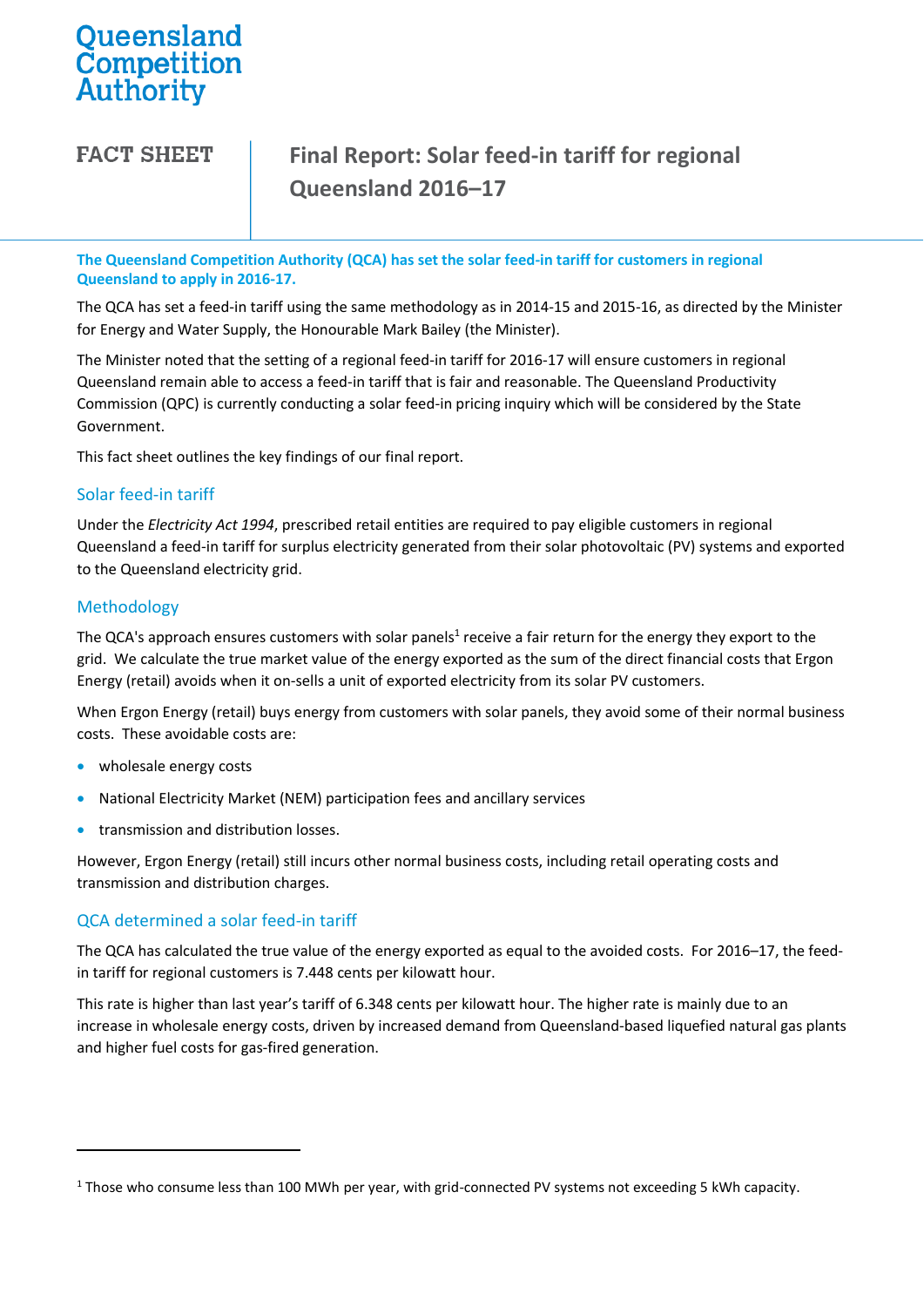# Queensland Competition Authority

**FACT SHEET**

## Final Report: Solar feed-in tariff for regional Queensland 2016–17

**The Queensland Competition Authority (QCA) has set the solar feed-in tariff for customers in regional Queensland to apply in 2016-17.**

The QCA has set a feed-in tariff using the same methodology as in 2014-15 and 2015-16, as directed by the Minister for Energy and Water Supply, the Honourable Mark Bailey (the Minister).

The Minister noted that the setting of a regional feed-in tariff for 2016-17 will ensure customers in regional Queensland remain able to access a feed-in tariff that is fair and reasonable. The Queensland Productivity Commission (QPC) is currently conducting a solar feed-in pricing inquiry which will be considered by the State Government.

This fact sheet outlines the key findings of our final report.

### Solar feed-in tariff

Under the *Electricity Act 1994*, prescribed retail entities are required to pay eligible customers in regional Queensland a feed-in tariff for surplus electricity generated from their solar photovoltaic (PV) systems and exported to the Queensland electricity grid.

### Methodology

The QCA's approach ensures customers with solar panels[1] receive a fair return for the energy they export to the grid. We calculate the true market value of the energy exported as the sum of the direct financial costs that Ergon Energy (retail) avoids when it on-sells a unit of exported electricity from its solar PV customers.

When Ergon Energy (retail) buys energy from customers with solar panels, they avoid some of their normal business costs. These avoidable costs are:

- wholesale energy costs
- National Electricity Market (NEM) participation fees and ancillary services
- transmission and distribution losses.

However, Ergon Energy (retail) still incurs other normal business costs, including retail operating costs and transmission and distribution charges.

### QCA determined a solar feed-in tariff

The QCA has calculated the true value of the energy exported as equal to the avoided costs. For 2016–17, the feed-in tariff for regional customers is 7.448 cents per kilowatt hour.

This rate is higher than last year's tariff of 6.348 cents per kilowatt hour. The higher rate is mainly due to an increase in wholesale energy costs, driven by increased demand from Queensland-based liquefied natural gas plants and higher fuel costs for gas-fired generation.

---

[1] Those who consume less than 100 MWh per year, with grid-connected PV systems not exceeding 5 kWh capacity.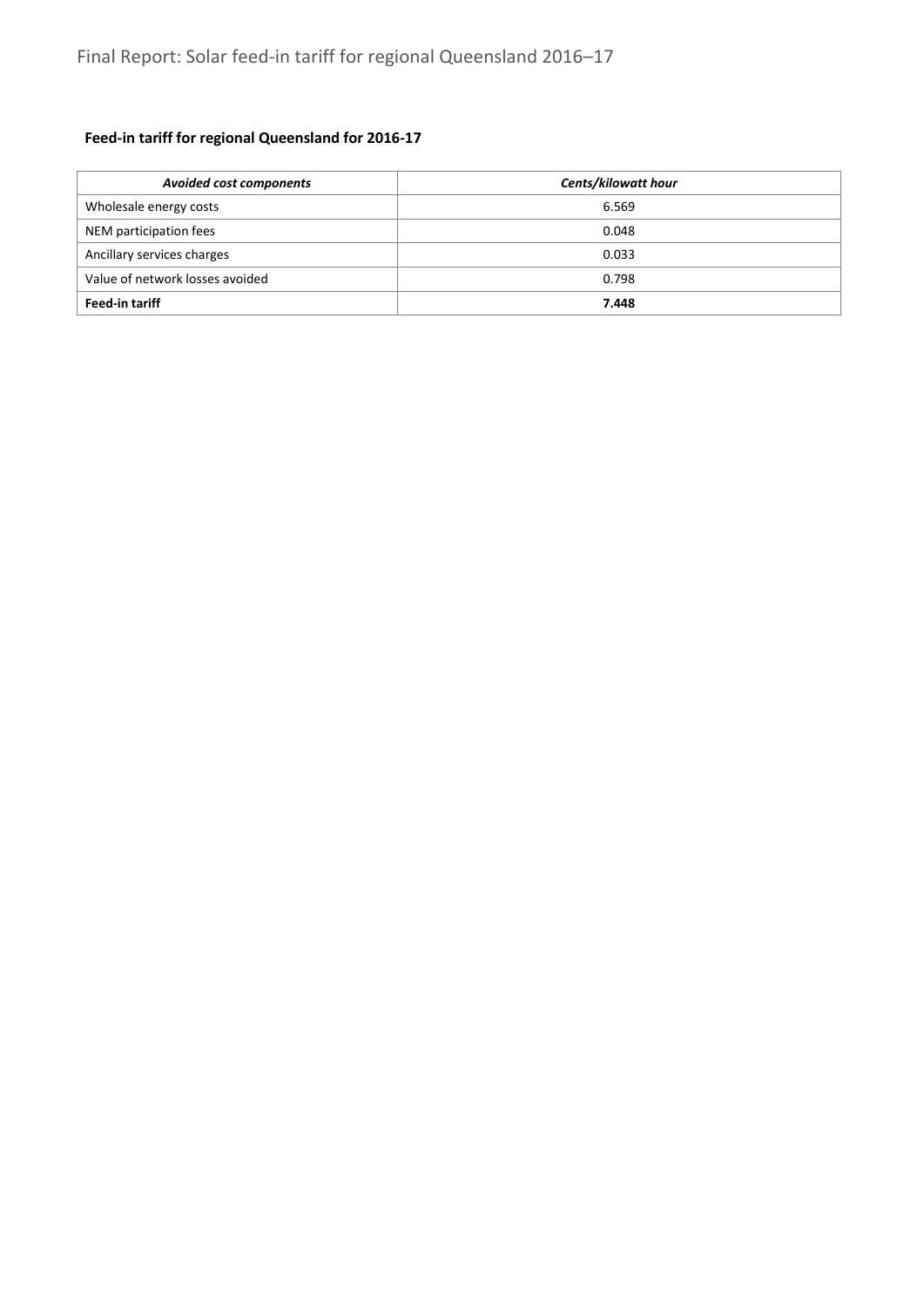**Feed-in tariff for regional Queensland for 2016-17**

| *Avoided cost components* | *Cents/kilowatt hour* |
|---|---|
| Wholesale energy costs | 6.569 |
| NEM participation fees | 0.048 |
| Ancillary services charges | 0.033 |
| Value of network losses avoided | 0.798 |
| **Feed-in tariff** | **7.448** |